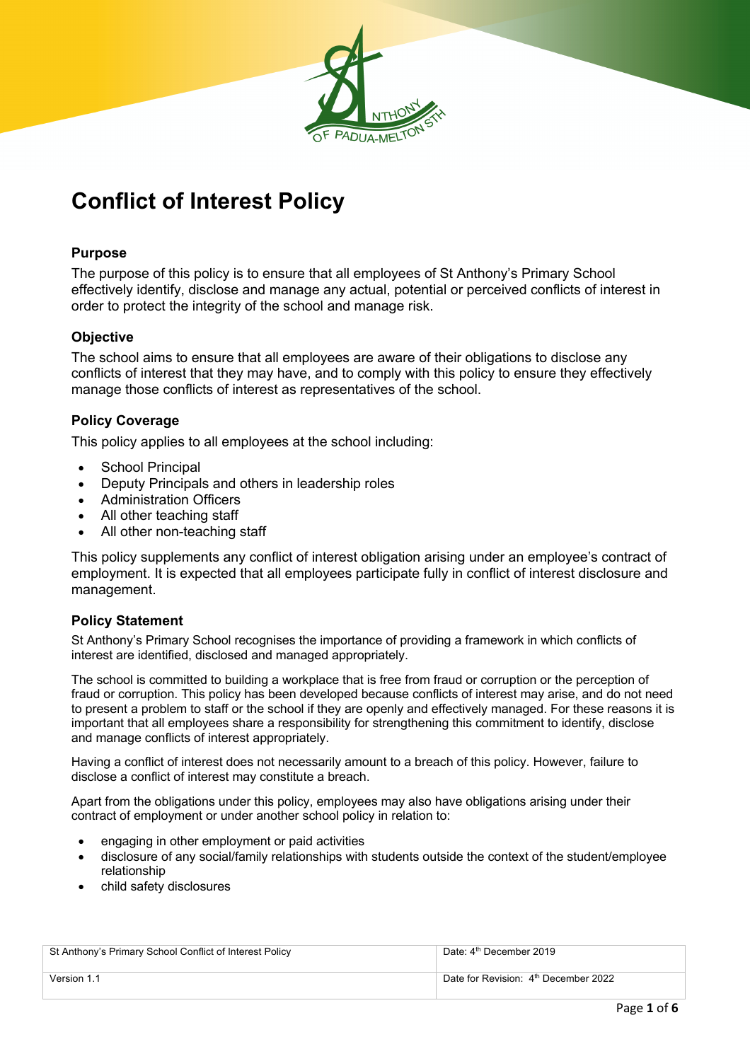# Conflict of Interest Policy

### Purpose

The purpose of this policy is to ensure that all employees of St Anthony's Primary School effectively identify, disclose and manage any actual, potential or perceived conflicts of interest in order to protect the integrity of the school and manage risk.

### Objective

The school aims to ensure that all employees are aware of their obligations to disclose any conflicts of interest that they may have, and to comply with this policy to ensure they effectively manage those conflicts of interest as representatives of the school.

### Policy Coverage

This policy applies to all employees at the school including:

- School Principal
- Deputy Principals and others in leadership roles
- Administration Officers
- All other teaching staff
- All other non-teaching staff

This policy supplements any conflict of interest obligation arising under an employee's contract of employment. It is expected that all employees participate fully in conflict of interest disclosure and management.

### Policy Statement

St Anthony's Primary School recognises the importance of providing a framework in which conflicts of interest are identified, disclosed and managed appropriately.

The school is committed to building a workplace that is free from fraud or corruption or the perception of fraud or corruption. This policy has been developed because conflicts of interest may arise, and do not need to present a problem to staff or the school if they are openly and effectively managed. For these reasons it is important that all employees share a responsibility for strengthening this commitment to identify, disclose and manage conflicts of interest appropriately.

Having a conflict of interest does not necessarily amount to a breach of this policy. However, failure to disclose a conflict of interest may constitute a breach.

Apart from the obligations under this policy, employees may also have obligations arising under their contract of employment or under another school policy in relation to:

- engaging in other employment or paid activities
- disclosure of any social/family relationships with students outside the context of the student/employee relationship
- child safety disclosures

| St Anthony's Primary School Conflict of Interest Policy | Date: 4th December 2019 |
|---|---|
| Version 1.1 | Date for Revision: 4th December 2022 |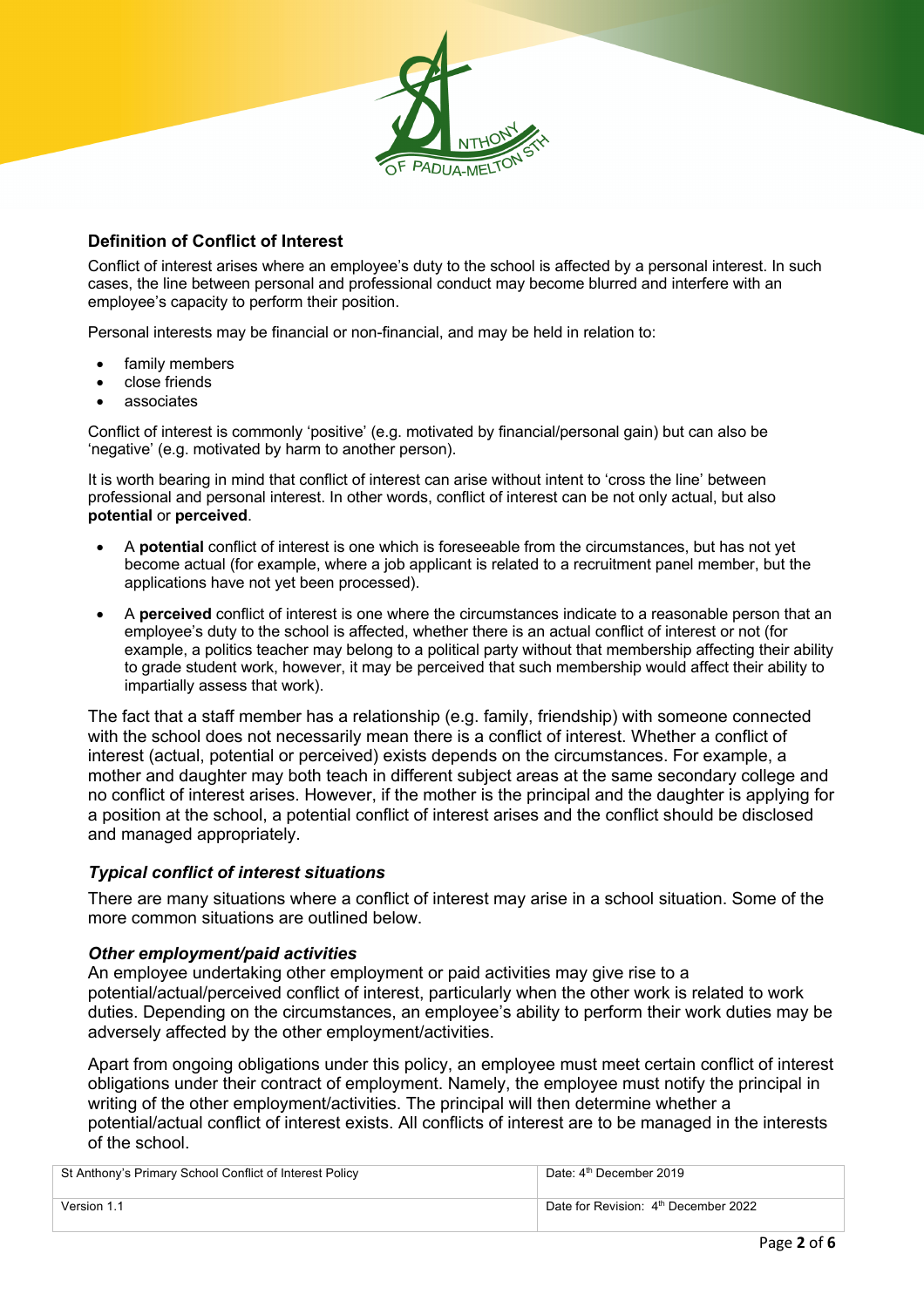## Definition of Conflict of Interest

Conflict of interest arises where an employee's duty to the school is affected by a personal interest. In such cases, the line between personal and professional conduct may become blurred and interfere with an employee's capacity to perform their position.

Personal interests may be financial or non-financial, and may be held in relation to:

- family members
- close friends
- associates

Conflict of interest is commonly 'positive' (e.g. motivated by financial/personal gain) but can also be 'negative' (e.g. motivated by harm to another person).

It is worth bearing in mind that conflict of interest can arise without intent to 'cross the line' between professional and personal interest. In other words, conflict of interest can be not only actual, but also **potential** or **perceived**.

- A **potential** conflict of interest is one which is foreseeable from the circumstances, but has not yet become actual (for example, where a job applicant is related to a recruitment panel member, but the applications have not yet been processed).
- A **perceived** conflict of interest is one where the circumstances indicate to a reasonable person that an employee's duty to the school is affected, whether there is an actual conflict of interest or not (for example, a politics teacher may belong to a political party without that membership affecting their ability to grade student work, however, it may be perceived that such membership would affect their ability to impartially assess that work).

The fact that a staff member has a relationship (e.g. family, friendship) with someone connected with the school does not necessarily mean there is a conflict of interest. Whether a conflict of interest (actual, potential or perceived) exists depends on the circumstances. For example, a mother and daughter may both teach in different subject areas at the same secondary college and no conflict of interest arises. However, if the mother is the principal and the daughter is applying for a position at the school, a potential conflict of interest arises and the conflict should be disclosed and managed appropriately.

### *Typical conflict of interest situations*

There are many situations where a conflict of interest may arise in a school situation. Some of the more common situations are outlined below.

### *Other employment/paid activities*

An employee undertaking other employment or paid activities may give rise to a potential/actual/perceived conflict of interest, particularly when the other work is related to work duties. Depending on the circumstances, an employee's ability to perform their work duties may be adversely affected by the other employment/activities.

Apart from ongoing obligations under this policy, an employee must meet certain conflict of interest obligations under their contract of employment. Namely, the employee must notify the principal in writing of the other employment/activities. The principal will then determine whether a potential/actual conflict of interest exists. All conflicts of interest are to be managed in the interests of the school.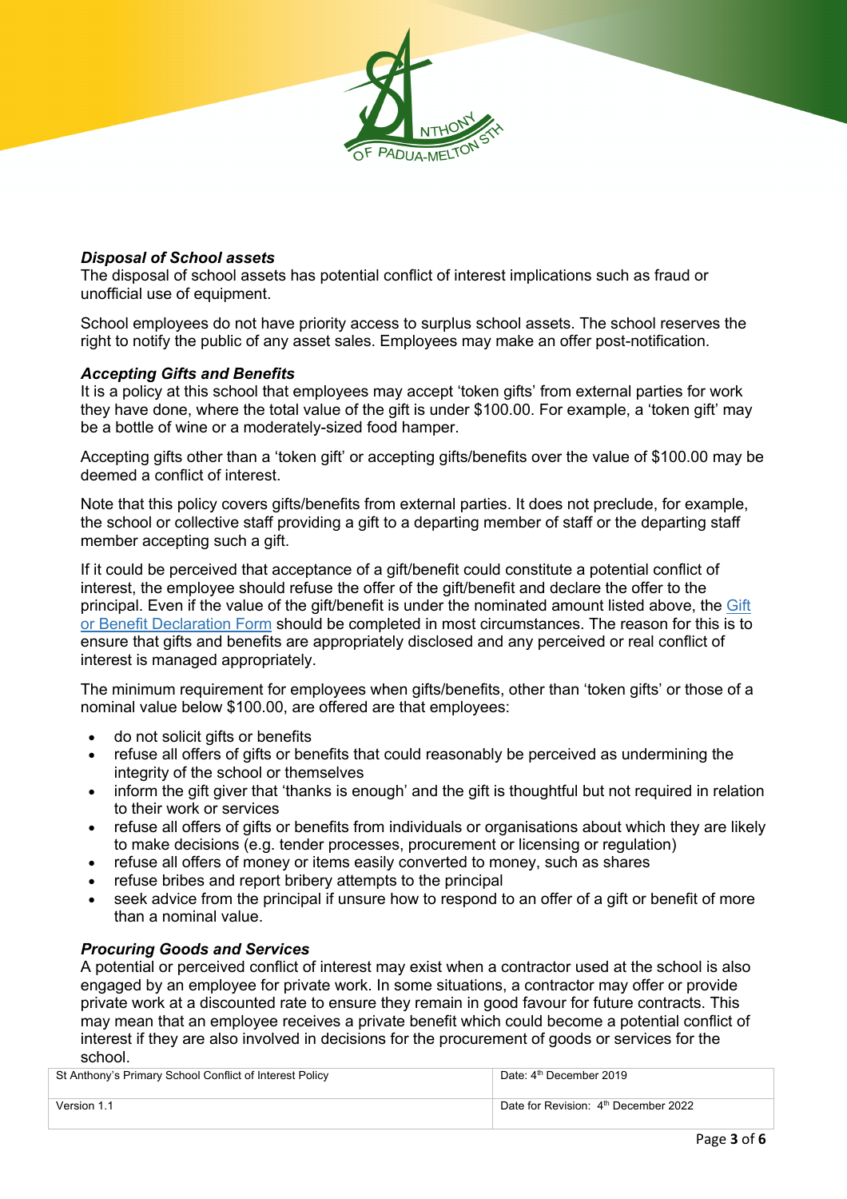### *Disposal of School assets*

The disposal of school assets has potential conflict of interest implications such as fraud or unofficial use of equipment.

School employees do not have priority access to surplus school assets. The school reserves the right to notify the public of any asset sales. Employees may make an offer post-notification.

### *Accepting Gifts and Benefits*

It is a policy at this school that employees may accept 'token gifts' from external parties for work they have done, where the total value of the gift is under $100.00. For example, a 'token gift' may be a bottle of wine or a moderately-sized food hamper.

Accepting gifts other than a 'token gift' or accepting gifts/benefits over the value of $100.00 may be deemed a conflict of interest.

Note that this policy covers gifts/benefits from external parties. It does not preclude, for example, the school or collective staff providing a gift to a departing member of staff or the departing staff member accepting such a gift.

If it could be perceived that acceptance of a gift/benefit could constitute a potential conflict of interest, the employee should refuse the offer of the gift/benefit and declare the offer to the principal. Even if the value of the gift/benefit is under the nominated amount listed above, the Gift or Benefit Declaration Form should be completed in most circumstances. The reason for this is to ensure that gifts and benefits are appropriately disclosed and any perceived or real conflict of interest is managed appropriately.

The minimum requirement for employees when gifts/benefits, other than 'token gifts' or those of a nominal value below $100.00, are offered are that employees:

- do not solicit gifts or benefits
- refuse all offers of gifts or benefits that could reasonably be perceived as undermining the integrity of the school or themselves
- inform the gift giver that 'thanks is enough' and the gift is thoughtful but not required in relation to their work or services
- refuse all offers of gifts or benefits from individuals or organisations about which they are likely to make decisions (e.g. tender processes, procurement or licensing or regulation)
- refuse all offers of money or items easily converted to money, such as shares
- refuse bribes and report bribery attempts to the principal
- seek advice from the principal if unsure how to respond to an offer of a gift or benefit of more than a nominal value.

### *Procuring Goods and Services*

A potential or perceived conflict of interest may exist when a contractor used at the school is also engaged by an employee for private work. In some situations, a contractor may offer or provide private work at a discounted rate to ensure they remain in good favour for future contracts. This may mean that an employee receives a private benefit which could become a potential conflict of interest if they are also involved in decisions for the procurement of goods or services for the school.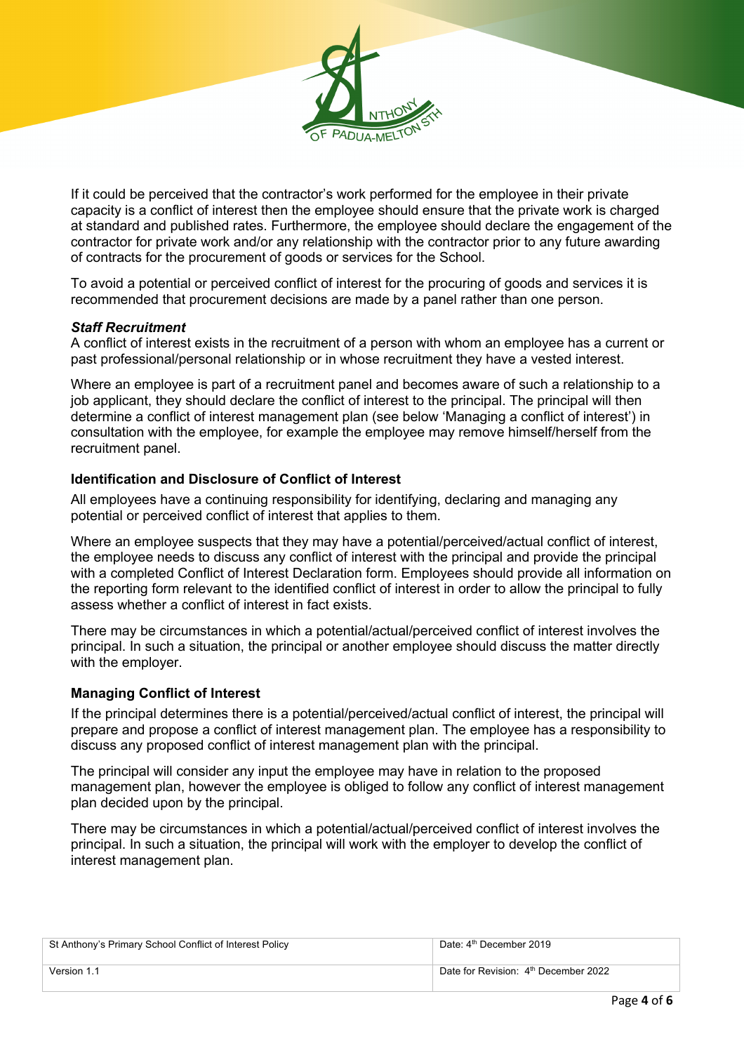If it could be perceived that the contractor's work performed for the employee in their private capacity is a conflict of interest then the employee should ensure that the private work is charged at standard and published rates. Furthermore, the employee should declare the engagement of the contractor for private work and/or any relationship with the contractor prior to any future awarding of contracts for the procurement of goods or services for the School.

To avoid a potential or perceived conflict of interest for the procuring of goods and services it is recommended that procurement decisions are made by a panel rather than one person.

***Staff Recruitment***

A conflict of interest exists in the recruitment of a person with whom an employee has a current or past professional/personal relationship or in whose recruitment they have a vested interest.

Where an employee is part of a recruitment panel and becomes aware of such a relationship to a job applicant, they should declare the conflict of interest to the principal. The principal will then determine a conflict of interest management plan (see below 'Managing a conflict of interest') in consultation with the employee, for example the employee may remove himself/herself from the recruitment panel.

### Identification and Disclosure of Conflict of Interest

All employees have a continuing responsibility for identifying, declaring and managing any potential or perceived conflict of interest that applies to them.

Where an employee suspects that they may have a potential/perceived/actual conflict of interest, the employee needs to discuss any conflict of interest with the principal and provide the principal with a completed Conflict of Interest Declaration form. Employees should provide all information on the reporting form relevant to the identified conflict of interest in order to allow the principal to fully assess whether a conflict of interest in fact exists.

There may be circumstances in which a potential/actual/perceived conflict of interest involves the principal. In such a situation, the principal or another employee should discuss the matter directly with the employer.

### Managing Conflict of Interest

If the principal determines there is a potential/perceived/actual conflict of interest, the principal will prepare and propose a conflict of interest management plan. The employee has a responsibility to discuss any proposed conflict of interest management plan with the principal.

The principal will consider any input the employee may have in relation to the proposed management plan, however the employee is obliged to follow any conflict of interest management plan decided upon by the principal.

There may be circumstances in which a potential/actual/perceived conflict of interest involves the principal. In such a situation, the principal will work with the employer to develop the conflict of interest management plan.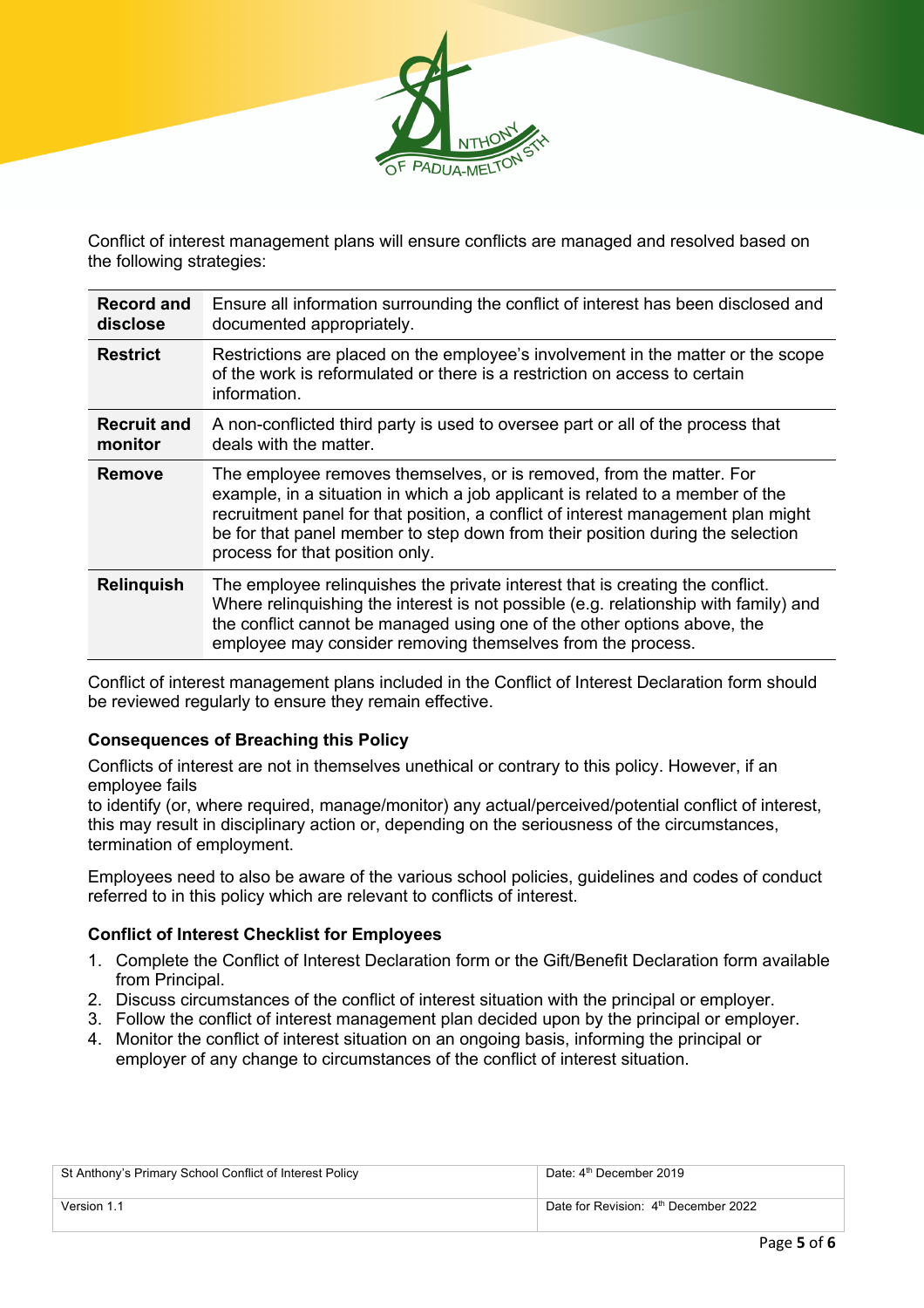Conflict of interest management plans will ensure conflicts are managed and resolved based on the following strategies:

| | |
|---|---|
| **Record and disclose** | Ensure all information surrounding the conflict of interest has been disclosed and documented appropriately. |
| **Restrict** | Restrictions are placed on the employee's involvement in the matter or the scope of the work is reformulated or there is a restriction on access to certain information. |
| **Recruit and monitor** | A non-conflicted third party is used to oversee part or all of the process that deals with the matter. |
| **Remove** | The employee removes themselves, or is removed, from the matter. For example, in a situation in which a job applicant is related to a member of the recruitment panel for that position, a conflict of interest management plan might be for that panel member to step down from their position during the selection process for that position only. |
| **Relinquish** | The employee relinquishes the private interest that is creating the conflict. Where relinquishing the interest is not possible (e.g. relationship with family) and the conflict cannot be managed using one of the other options above, the employee may consider removing themselves from the process. |

Conflict of interest management plans included in the Conflict of Interest Declaration form should be reviewed regularly to ensure they remain effective.

### Consequences of Breaching this Policy

Conflicts of interest are not in themselves unethical or contrary to this policy. However, if an employee fails to identify (or, where required, manage/monitor) any actual/perceived/potential conflict of interest, this may result in disciplinary action or, depending on the seriousness of the circumstances, termination of employment.

Employees need to also be aware of the various school policies, guidelines and codes of conduct referred to in this policy which are relevant to conflicts of interest.

### Conflict of Interest Checklist for Employees

1. Complete the Conflict of Interest Declaration form or the Gift/Benefit Declaration form available from Principal.
2. Discuss circumstances of the conflict of interest situation with the principal or employer.
3. Follow the conflict of interest management plan decided upon by the principal or employer.
4. Monitor the conflict of interest situation on an ongoing basis, informing the principal or employer of any change to circumstances of the conflict of interest situation.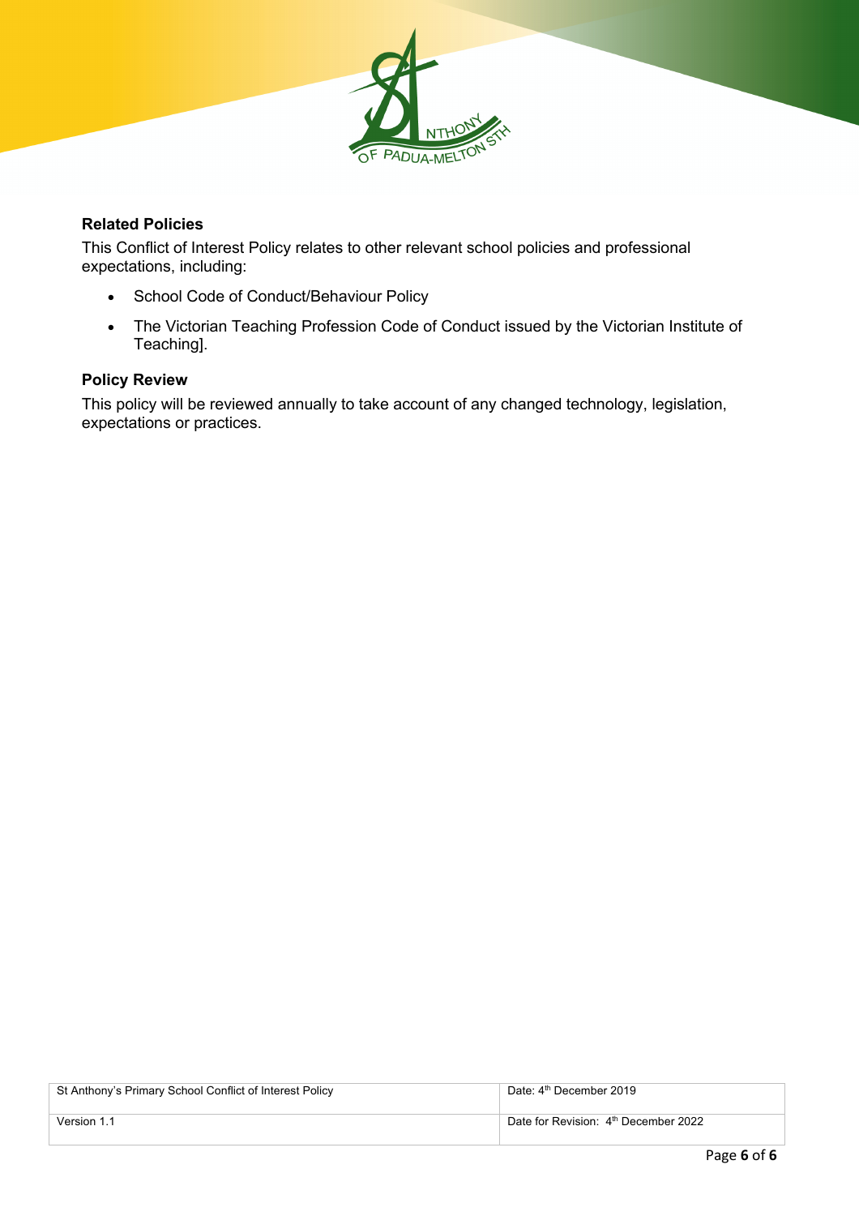## Related Policies

This Conflict of Interest Policy relates to other relevant school policies and professional expectations, including:

- School Code of Conduct/Behaviour Policy
- The Victorian Teaching Profession Code of Conduct issued by the Victorian Institute of Teaching].

## Policy Review

This policy will be reviewed annually to take account of any changed technology, legislation, expectations or practices.